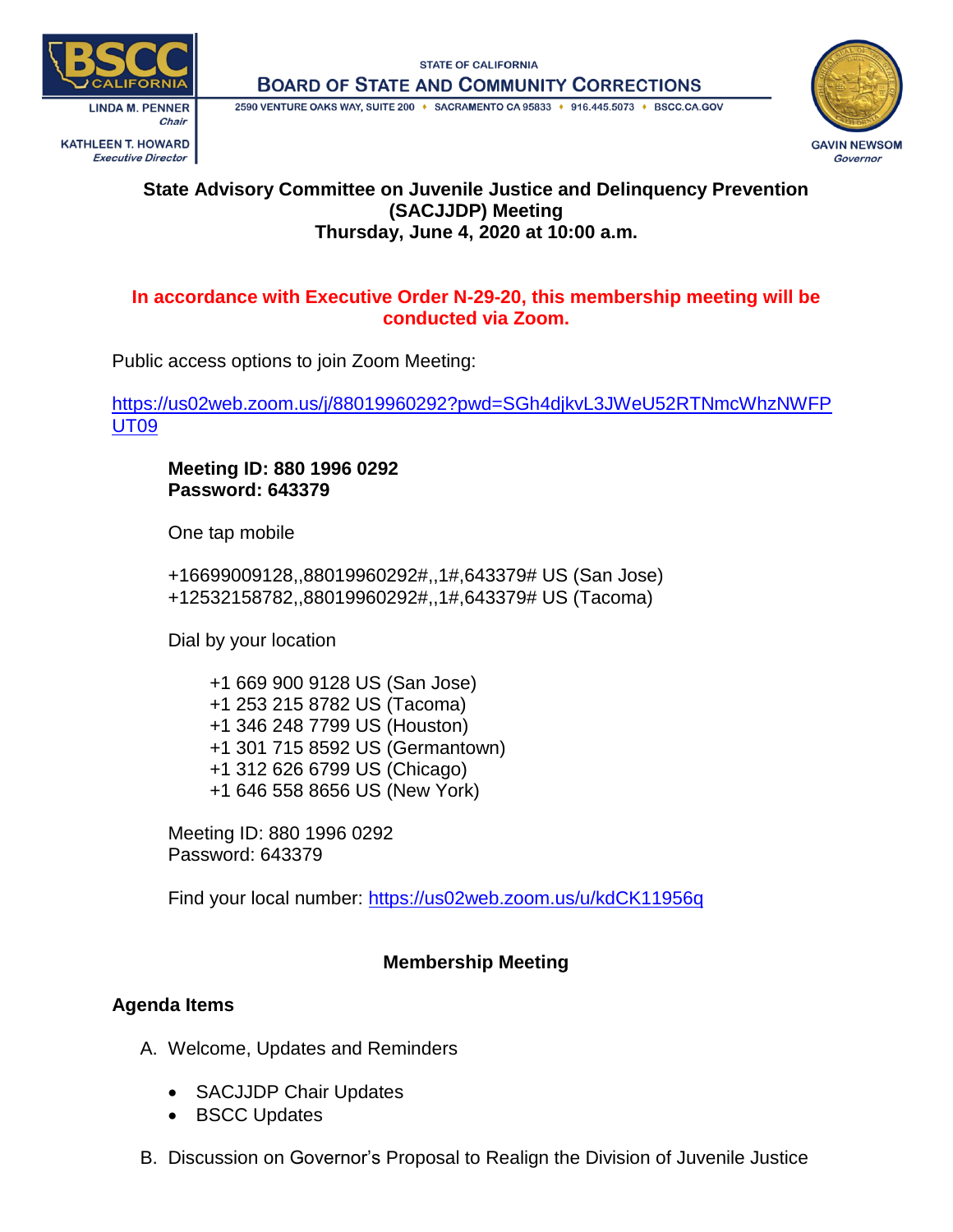STATE OF CALIFORNIA

**BOARD OF STATE AND COMMUNITY CORRECTIONS**

2590 VENTURE OAKS WAY, SUITE 200 • SACRAMENTO CA 95833 • 916.445.5073 • BSCC.CA.GOV

LINDA M. PENNER
*Chair*

KATHLEEN T. HOWARD
*Executive Director*

GAVIN NEWSOM
*Governor*

**State Advisory Committee on Juvenile Justice and Delinquency Prevention (SACJJDP) Meeting**
**Thursday, June 4, 2020 at 10:00 a.m.**

**In accordance with Executive Order N-29-20, this membership meeting will be conducted via Zoom.**

Public access options to join Zoom Meeting:

https://us02web.zoom.us/j/88019960292?pwd=SGh4djkvL3JWeU52RTNmcWhzNWFPUT09

**Meeting ID: 880 1996 0292**
**Password: 643379**

One tap mobile

+16699009128,,88019960292#,,1#,643379# US (San Jose)
+12532158782,,88019960292#,,1#,643379# US (Tacoma)

Dial by your location

+1 669 900 9128 US (San Jose)
+1 253 215 8782 US (Tacoma)
+1 346 248 7799 US (Houston)
+1 301 715 8592 US (Germantown)
+1 312 626 6799 US (Chicago)
+1 646 558 8656 US (New York)

Meeting ID: 880 1996 0292
Password: 643379

Find your local number: https://us02web.zoom.us/u/kdCK11956q

**Membership Meeting**

**Agenda Items**

A. Welcome, Updates and Reminders
- SACJJDP Chair Updates
- BSCC Updates

B. Discussion on Governor's Proposal to Realign the Division of Juvenile Justice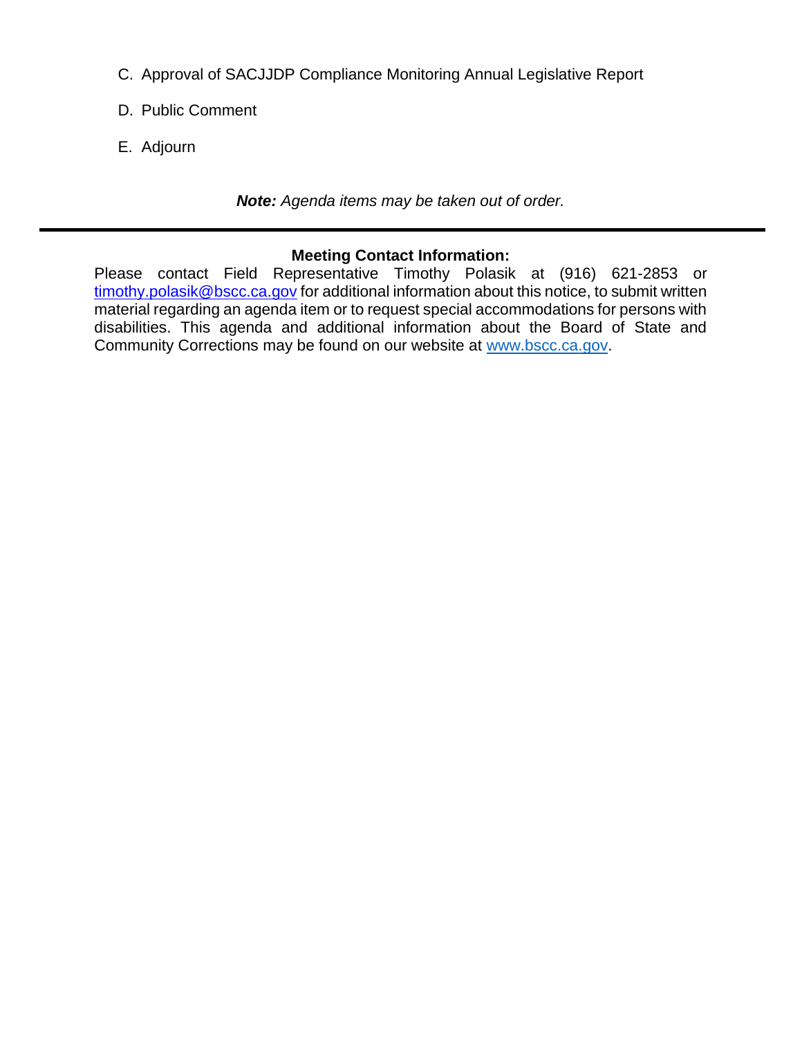C. Approval of SACJJDP Compliance Monitoring Annual Legislative Report

D. Public Comment

E. Adjourn

***Note:*** *Agenda items may be taken out of order.*

---

**Meeting Contact Information:**

Please contact Field Representative Timothy Polasik at (916) 621-2853 or timothy.polasik@bscc.ca.gov for additional information about this notice, to submit written material regarding an agenda item or to request special accommodations for persons with disabilities. This agenda and additional information about the Board of State and Community Corrections may be found on our website at www.bscc.ca.gov.